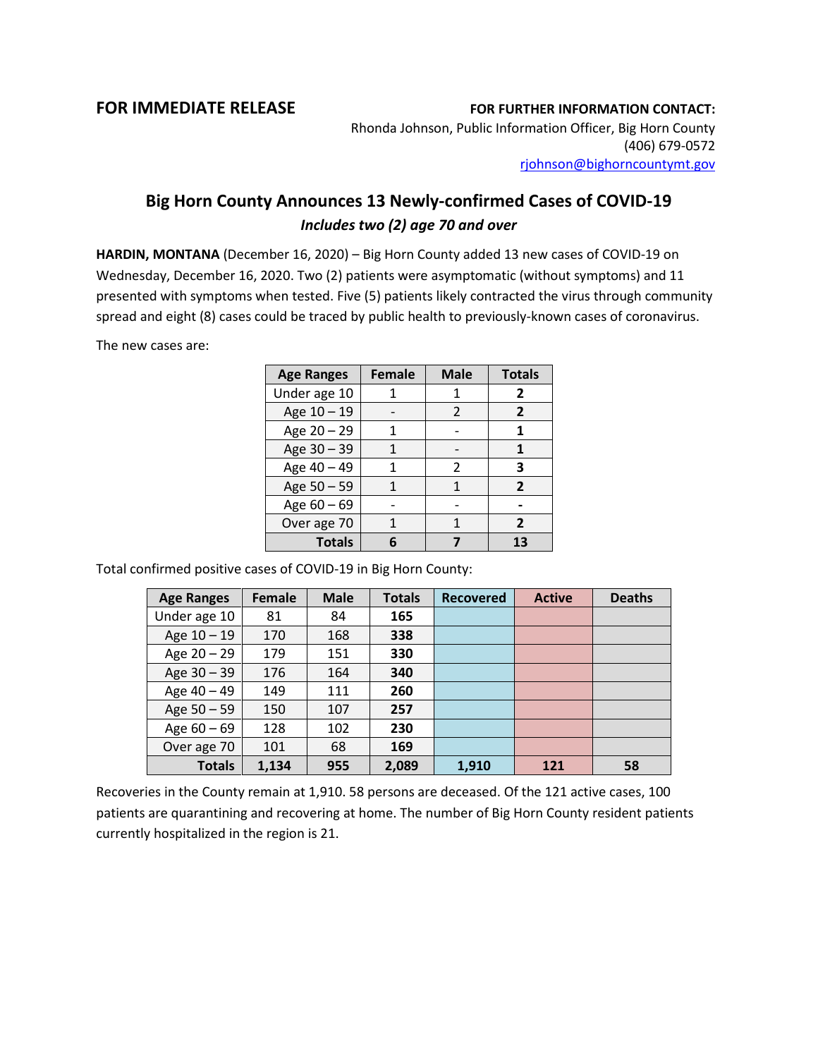**FOR IMMEDIATE RELEASE**

**FOR FURTHER INFORMATION CONTACT:**
Rhonda Johnson, Public Information Officer, Big Horn County
(406) 679-0572
rjohnson@bighorncountymt.gov

# Big Horn County Announces 13 Newly-confirmed Cases of COVID-19

***Includes two (2) age 70 and over***

**HARDIN, MONTANA** (December 16, 2020) – Big Horn County added 13 new cases of COVID-19 on Wednesday, December 16, 2020. Two (2) patients were asymptomatic (without symptoms) and 11 presented with symptoms when tested. Five (5) patients likely contracted the virus through community spread and eight (8) cases could be traced by public health to previously-known cases of coronavirus.

The new cases are:

| Age Ranges | Female | Male | Totals |
|---|---|---|---|
| Under age 10 | 1 | 1 | **2** |
| Age 10 – 19 | - | 2 | **2** |
| Age 20 – 29 | 1 | - | **1** |
| Age 30 – 39 | 1 | - | **1** |
| Age 40 – 49 | 1 | 2 | **3** |
| Age 50 – 59 | 1 | 1 | **2** |
| Age 60 – 69 | - | - | **-** |
| Over age 70 | 1 | 1 | **2** |
| **Totals** | **6** | **7** | **13** |

Total confirmed positive cases of COVID-19 in Big Horn County:

| Age Ranges | Female | Male | Totals | Recovered | Active | Deaths |
|---|---|---|---|---|---|---|
| Under age 10 | 81 | 84 | **165** | | | |
| Age 10 – 19 | 170 | 168 | **338** | | | |
| Age 20 – 29 | 179 | 151 | **330** | | | |
| Age 30 – 39 | 176 | 164 | **340** | | | |
| Age 40 – 49 | 149 | 111 | **260** | | | |
| Age 50 – 59 | 150 | 107 | **257** | | | |
| Age 60 – 69 | 128 | 102 | **230** | | | |
| Over age 70 | 101 | 68 | **169** | | | |
| **Totals** | **1,134** | **955** | **2,089** | **1,910** | **121** | **58** |

Recoveries in the County remain at 1,910. 58 persons are deceased. Of the 121 active cases, 100 patients are quarantining and recovering at home. The number of Big Horn County resident patients currently hospitalized in the region is 21.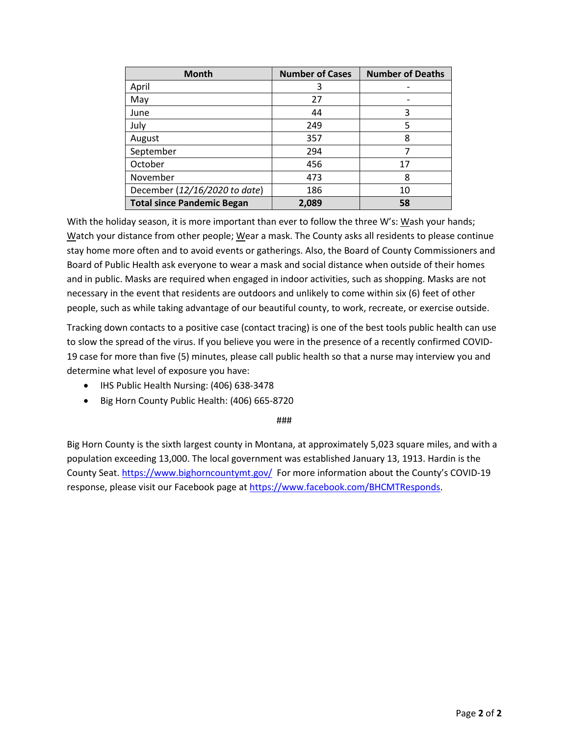| Month | Number of Cases | Number of Deaths |
|---|---|---|
| April | 3 | - |
| May | 27 | - |
| June | 44 | 3 |
| July | 249 | 5 |
| August | 357 | 8 |
| September | 294 | 7 |
| October | 456 | 17 |
| November | 473 | 8 |
| December (*12/16/2020 to date*) | 186 | 10 |
| **Total since Pandemic Began** | **2,089** | **58** |

With the holiday season, it is more important than ever to follow the three W's: Wash your hands; Watch your distance from other people; Wear a mask. The County asks all residents to please continue stay home more often and to avoid events or gatherings. Also, the Board of County Commissioners and Board of Public Health ask everyone to wear a mask and social distance when outside of their homes and in public. Masks are required when engaged in indoor activities, such as shopping. Masks are not necessary in the event that residents are outdoors and unlikely to come within six (6) feet of other people, such as while taking advantage of our beautiful county, to work, recreate, or exercise outside.

Tracking down contacts to a positive case (contact tracing) is one of the best tools public health can use to slow the spread of the virus. If you believe you were in the presence of a recently confirmed COVID-19 case for more than five (5) minutes, please call public health so that a nurse may interview you and determine what level of exposure you have:

- IHS Public Health Nursing: (406) 638-3478
- Big Horn County Public Health: (406) 665-8720

###

Big Horn County is the sixth largest county in Montana, at approximately 5,023 square miles, and with a population exceeding 13,000. The local government was established January 13, 1913. Hardin is the County Seat. https://www.bighorncountymt.gov/ For more information about the County's COVID-19 response, please visit our Facebook page at https://www.facebook.com/BHCMTResponds.